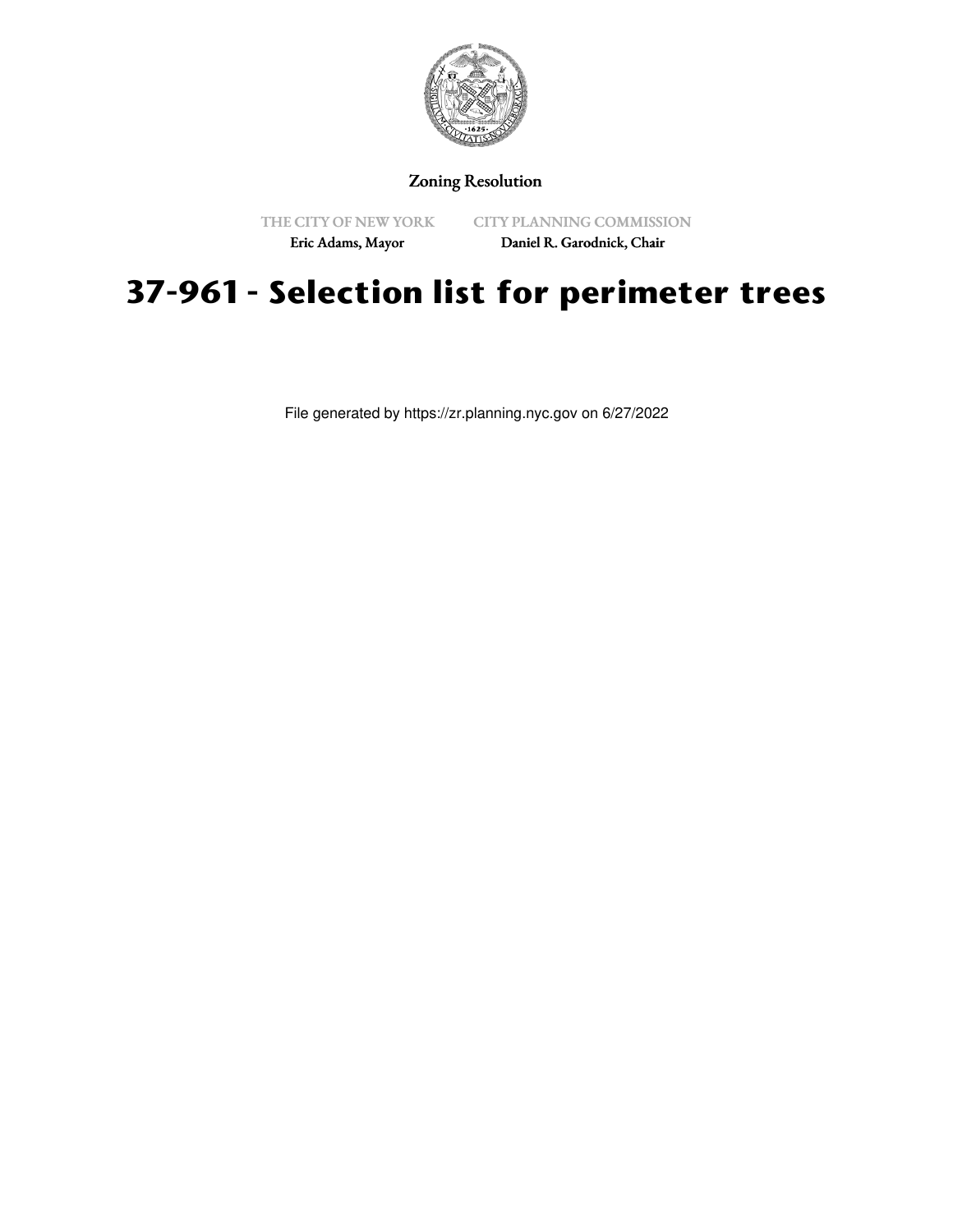Zoning Resolution

THE CITY OF NEW YORK
Eric Adams, Mayor

CITY PLANNING COMMISSION
Daniel R. Garodnick, Chair

# 37-961 - Selection list for perimeter trees

File generated by https://zr.planning.nyc.gov on 6/27/2022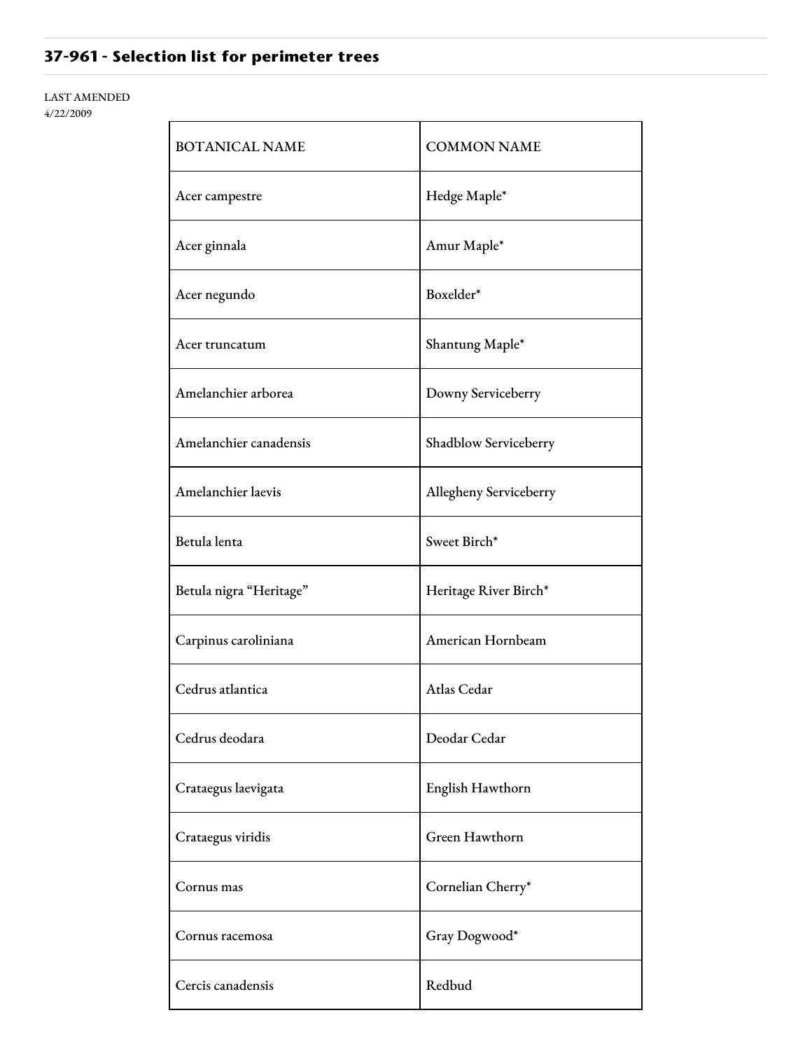## 37-961 - Selection list for perimeter trees

LAST AMENDED
4/22/2009

| BOTANICAL NAME | COMMON NAME |
| --- | --- |
| Acer campestre | Hedge Maple* |
| Acer ginnala | Amur Maple* |
| Acer negundo | Boxelder* |
| Acer truncatum | Shantung Maple* |
| Amelanchier arborea | Downy Serviceberry |
| Amelanchier canadensis | Shadblow Serviceberry |
| Amelanchier laevis | Allegheny Serviceberry |
| Betula lenta | Sweet Birch* |
| Betula nigra "Heritage" | Heritage River Birch* |
| Carpinus caroliniana | American Hornbeam |
| Cedrus atlantica | Atlas Cedar |
| Cedrus deodara | Deodar Cedar |
| Crataegus laevigata | English Hawthorn |
| Crataegus viridis | Green Hawthorn |
| Cornus mas | Cornelian Cherry* |
| Cornus racemosa | Gray Dogwood* |
| Cercis canadensis | Redbud |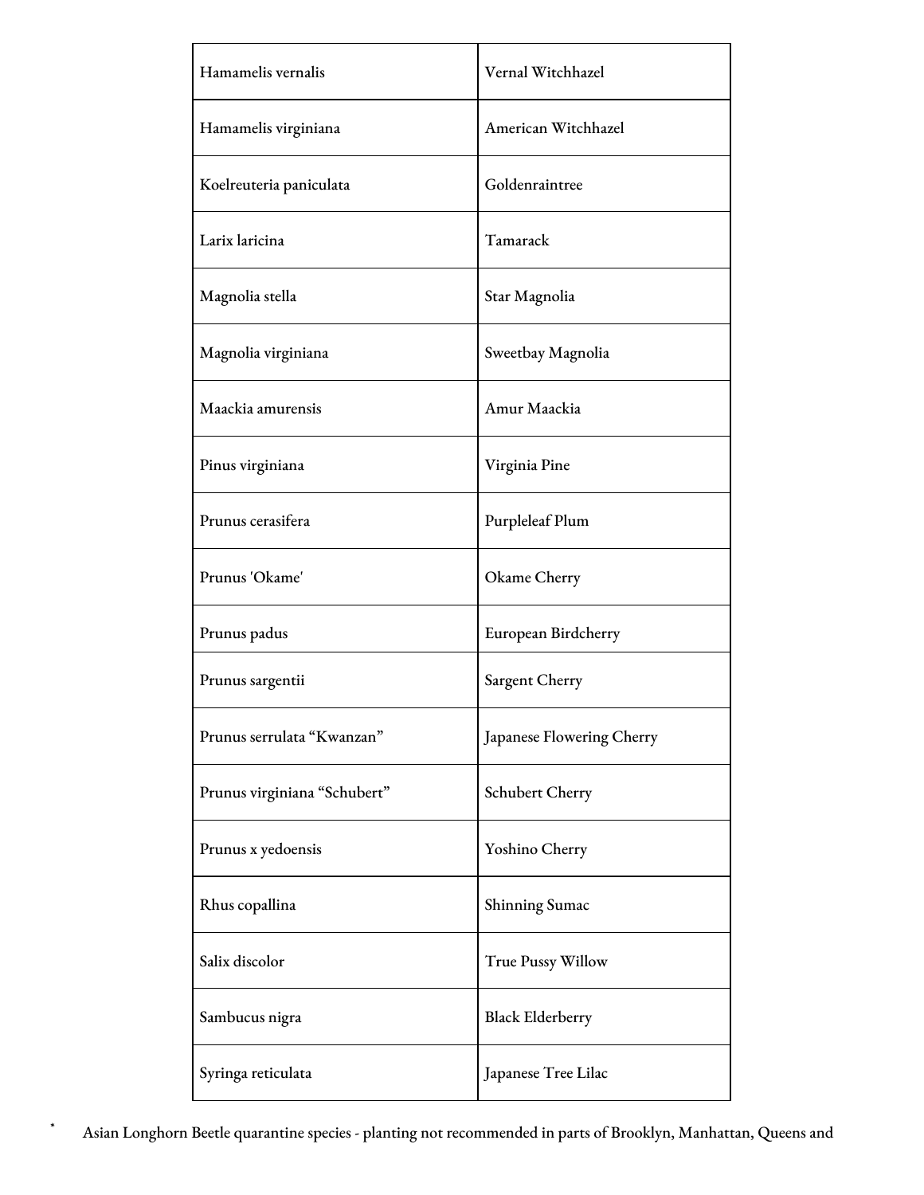| Hamamelis vernalis | Vernal Witchhazel |
|---|---|
| Hamamelis virginiana | American Witchhazel |
| Koelreuteria paniculata | Goldenraintree |
| Larix laricina | Tamarack |
| Magnolia stella | Star Magnolia |
| Magnolia virginiana | Sweetbay Magnolia |
| Maackia amurensis | Amur Maackia |
| Pinus virginiana | Virginia Pine |
| Prunus cerasifera | Purpleleaf Plum |
| Prunus 'Okame' | Okame Cherry |
| Prunus padus | European Birdcherry |
| Prunus sargentii | Sargent Cherry |
| Prunus serrulata “Kwanzan” | Japanese Flowering Cherry |
| Prunus virginiana “Schubert” | Schubert Cherry |
| Prunus x yedoensis | Yoshino Cherry |
| Rhus copallina | Shinning Sumac |
| Salix discolor | True Pussy Willow |
| Sambucus nigra | Black Elderberry |
| Syringa reticulata | Japanese Tree Lilac |

* Asian Longhorn Beetle quarantine species - planting not recommended in parts of Brooklyn, Manhattan, Queens and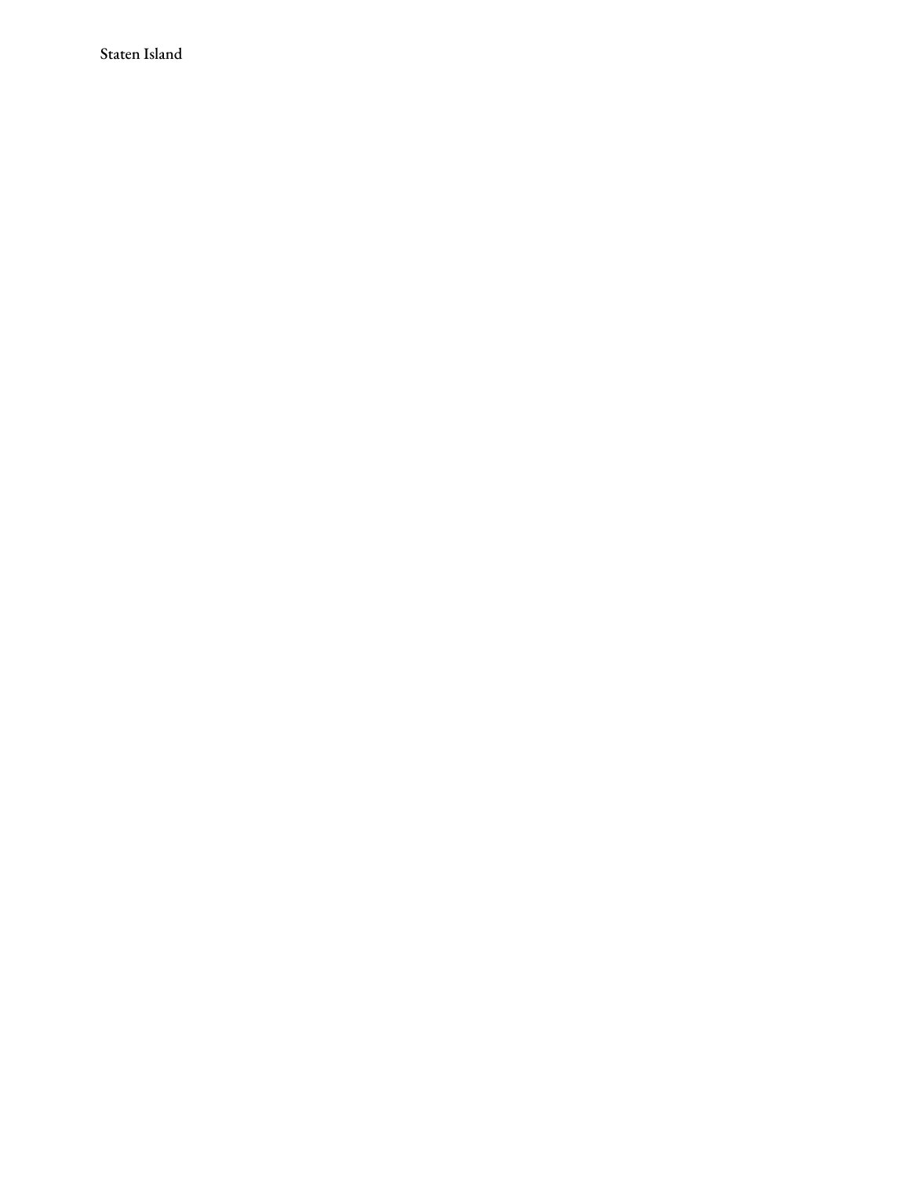Staten Island